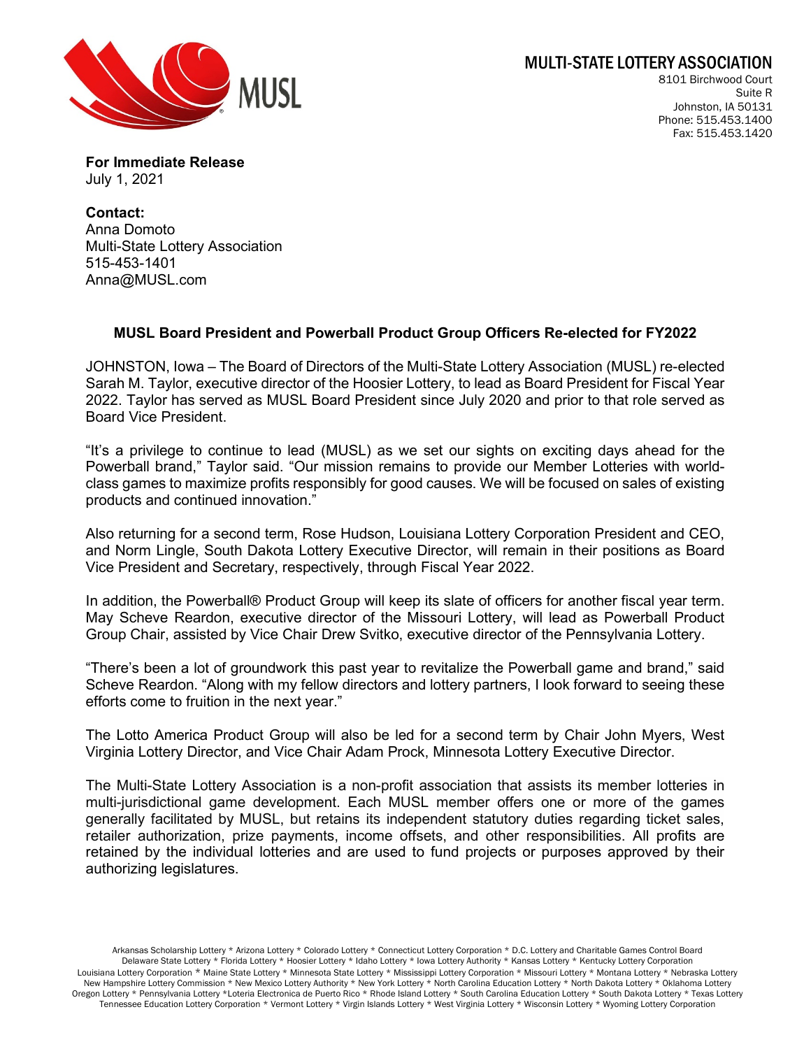MULTI-STATE LOTTERY ASSOCIATION
8101 Birchwood Court
Suite R
Johnston, IA 50131
Phone: 515.453.1400
Fax: 515.453.1420

**For Immediate Release**
July 1, 2021

**Contact:**
Anna Domoto
Multi-State Lottery Association
515-453-1401
Anna@MUSL.com

**MUSL Board President and Powerball Product Group Officers Re-elected for FY2022**

JOHNSTON, Iowa – The Board of Directors of the Multi-State Lottery Association (MUSL) re-elected Sarah M. Taylor, executive director of the Hoosier Lottery, to lead as Board President for Fiscal Year 2022. Taylor has served as MUSL Board President since July 2020 and prior to that role served as Board Vice President.

"It's a privilege to continue to lead (MUSL) as we set our sights on exciting days ahead for the Powerball brand," Taylor said. "Our mission remains to provide our Member Lotteries with world-class games to maximize profits responsibly for good causes. We will be focused on sales of existing products and continued innovation."

Also returning for a second term, Rose Hudson, Louisiana Lottery Corporation President and CEO, and Norm Lingle, South Dakota Lottery Executive Director, will remain in their positions as Board Vice President and Secretary, respectively, through Fiscal Year 2022.

In addition, the Powerball® Product Group will keep its slate of officers for another fiscal year term. May Scheve Reardon, executive director of the Missouri Lottery, will lead as Powerball Product Group Chair, assisted by Vice Chair Drew Svitko, executive director of the Pennsylvania Lottery.

"There's been a lot of groundwork this past year to revitalize the Powerball game and brand," said Scheve Reardon. "Along with my fellow directors and lottery partners, I look forward to seeing these efforts come to fruition in the next year."

The Lotto America Product Group will also be led for a second term by Chair John Myers, West Virginia Lottery Director, and Vice Chair Adam Prock, Minnesota Lottery Executive Director.

The Multi-State Lottery Association is a non-profit association that assists its member lotteries in multi-jurisdictional game development. Each MUSL member offers one or more of the games generally facilitated by MUSL, but retains its independent statutory duties regarding ticket sales, retailer authorization, prize payments, income offsets, and other responsibilities. All profits are retained by the individual lotteries and are used to fund projects or purposes approved by their authorizing legislatures.

Arkansas Scholarship Lottery * Arizona Lottery * Colorado Lottery * Connecticut Lottery Corporation * D.C. Lottery and Charitable Games Control Board
Delaware State Lottery * Florida Lottery * Hoosier Lottery * Idaho Lottery * Iowa Lottery Authority * Kansas Lottery * Kentucky Lottery Corporation
Louisiana Lottery Corporation * Maine State Lottery * Minnesota State Lottery * Mississippi Lottery Corporation * Missouri Lottery * Montana Lottery * Nebraska Lottery
New Hampshire Lottery Commission * New Mexico Lottery Authority * New York Lottery * North Carolina Education Lottery * North Dakota Lottery * Oklahoma Lottery
Oregon Lottery * Pennsylvania Lottery *Loteria Electronica de Puerto Rico * Rhode Island Lottery * South Carolina Education Lottery * South Dakota Lottery * Texas Lottery
Tennessee Education Lottery Corporation * Vermont Lottery * Virgin Islands Lottery * West Virginia Lottery * Wisconsin Lottery * Wyoming Lottery Corporation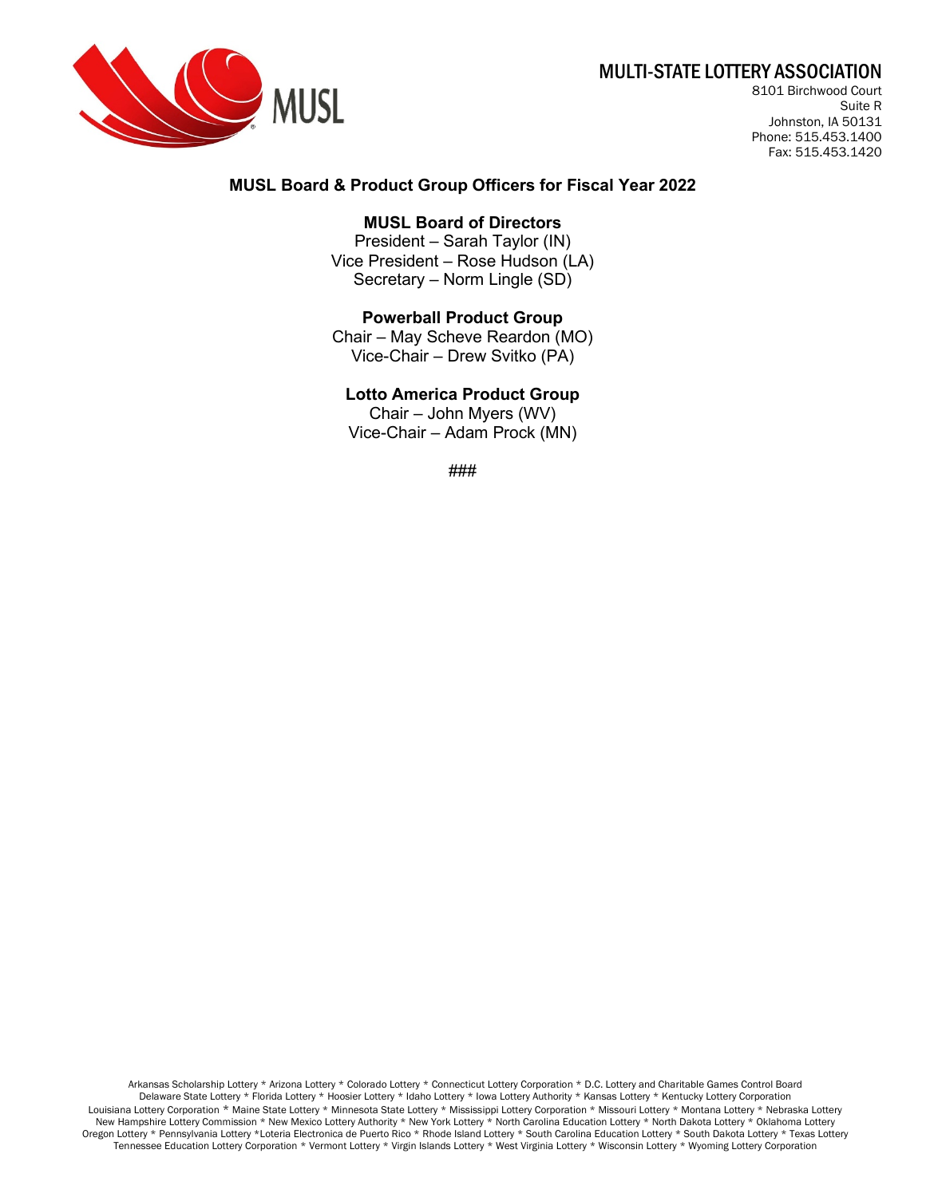# MULTI-STATE LOTTERY ASSOCIATION

8101 Birchwood Court
Suite R
Johnston, IA 50131
Phone: 515.453.1400
Fax: 515.453.1420

## MUSL Board & Product Group Officers for Fiscal Year 2022

### MUSL Board of Directors

President – Sarah Taylor (IN)
Vice President – Rose Hudson (LA)
Secretary – Norm Lingle (SD)

### Powerball Product Group

Chair – May Scheve Reardon (MO)
Vice-Chair – Drew Svitko (PA)

### Lotto America Product Group

Chair – John Myers (WV)
Vice-Chair – Adam Prock (MN)

###

Arkansas Scholarship Lottery * Arizona Lottery * Colorado Lottery * Connecticut Lottery Corporation * D.C. Lottery and Charitable Games Control Board
Delaware State Lottery * Florida Lottery * Hoosier Lottery * Idaho Lottery * Iowa Lottery Authority * Kansas Lottery * Kentucky Lottery Corporation
Louisiana Lottery Corporation * Maine State Lottery * Minnesota State Lottery * Mississippi Lottery Corporation * Missouri Lottery * Montana Lottery * Nebraska Lottery
New Hampshire Lottery Commission * New Mexico Lottery Authority * New York Lottery * North Carolina Education Lottery * North Dakota Lottery * Oklahoma Lottery
Oregon Lottery * Pennsylvania Lottery *Loteria Electronica de Puerto Rico * Rhode Island Lottery * South Carolina Education Lottery * South Dakota Lottery * Texas Lottery
Tennessee Education Lottery Corporation * Vermont Lottery * Virgin Islands Lottery * West Virginia Lottery * Wisconsin Lottery * Wyoming Lottery Corporation